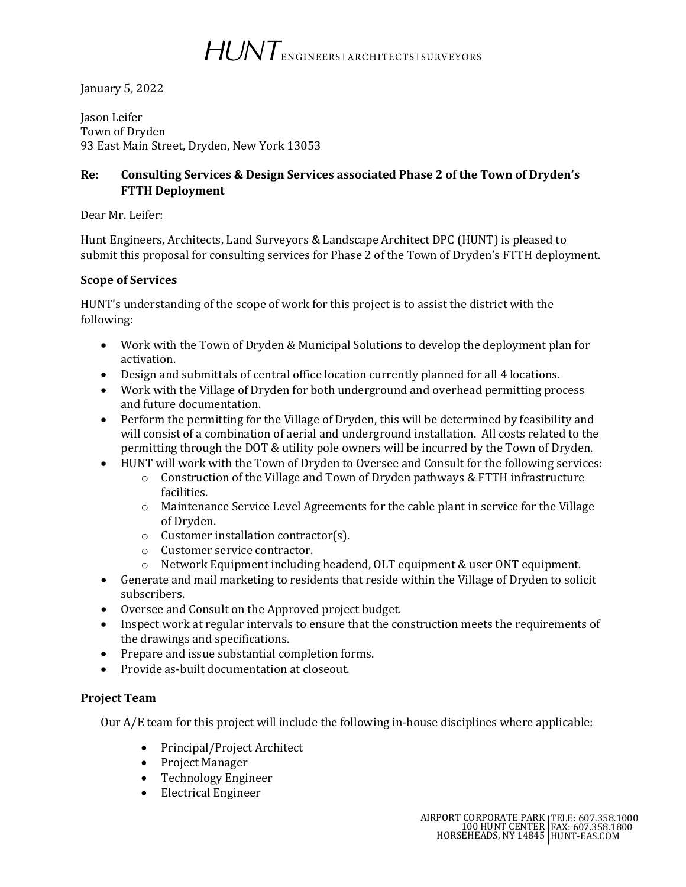# HUNT ENGINEERS | ARCHITECTS | SURVEYORS

January 5, 2022

Jason Leifer
Town of Dryden
93 East Main Street, Dryden, New York 13053

**Re: Consulting Services & Design Services associated Phase 2 of the Town of Dryden's FTTH Deployment**

Dear Mr. Leifer:

Hunt Engineers, Architects, Land Surveyors & Landscape Architect DPC (HUNT) is pleased to submit this proposal for consulting services for Phase 2 of the Town of Dryden's FTTH deployment.

**Scope of Services**

HUNT's understanding of the scope of work for this project is to assist the district with the following:

- Work with the Town of Dryden & Municipal Solutions to develop the deployment plan for activation.
- Design and submittals of central office location currently planned for all 4 locations.
- Work with the Village of Dryden for both underground and overhead permitting process and future documentation.
- Perform the permitting for the Village of Dryden, this will be determined by feasibility and will consist of a combination of aerial and underground installation. All costs related to the permitting through the DOT & utility pole owners will be incurred by the Town of Dryden.
- HUNT will work with the Town of Dryden to Oversee and Consult for the following services:
  - Construction of the Village and Town of Dryden pathways & FTTH infrastructure facilities.
  - Maintenance Service Level Agreements for the cable plant in service for the Village of Dryden.
  - Customer installation contractor(s).
  - Customer service contractor.
  - Network Equipment including headend, OLT equipment & user ONT equipment.
- Generate and mail marketing to residents that reside within the Village of Dryden to solicit subscribers.
- Oversee and Consult on the Approved project budget.
- Inspect work at regular intervals to ensure that the construction meets the requirements of the drawings and specifications.
- Prepare and issue substantial completion forms.
- Provide as-built documentation at closeout.

**Project Team**

Our A/E team for this project will include the following in-house disciplines where applicable:

- Principal/Project Architect
- Project Manager
- Technology Engineer
- Electrical Engineer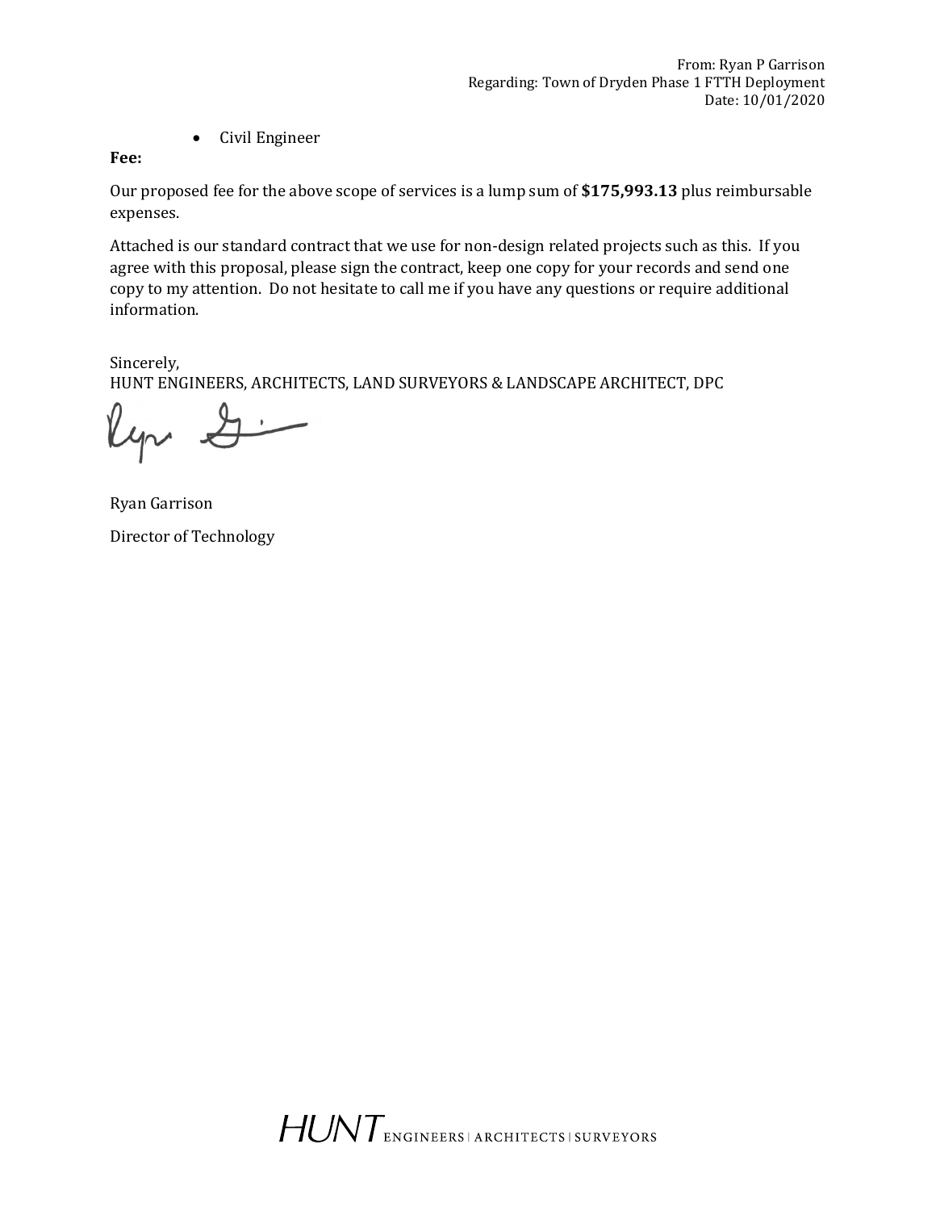- Civil Engineer

**Fee:**

Our proposed fee for the above scope of services is a lump sum of **$175,993.13** plus reimbursable expenses.

Attached is our standard contract that we use for non-design related projects such as this. If you agree with this proposal, please sign the contract, keep one copy for your records and send one copy to my attention. Do not hesitate to call me if you have any questions or require additional information.

Sincerely,
HUNT ENGINEERS, ARCHITECTS, LAND SURVEYORS & LANDSCAPE ARCHITECT, DPC

Ryan Garrison

Director of Technology